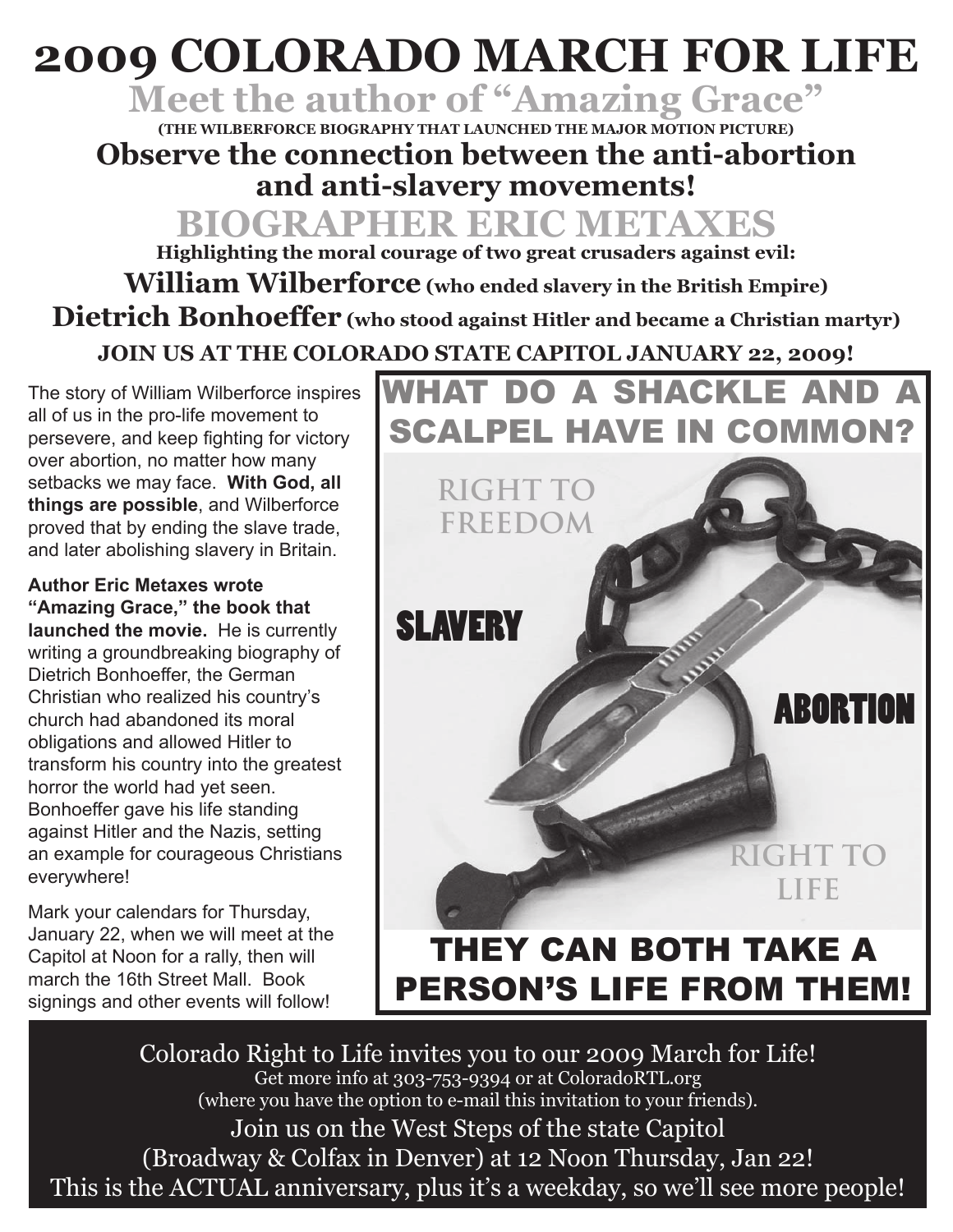# 2009 COLORADO MARCH FOR LIFE

## Meet the author of "Amazing Grace"

**(THE WILBERFORCE BIOGRAPHY THAT LAUNCHED THE MAJOR MOTION PICTURE)**

### Observe the connection between the anti-abortion and anti-slavery movements!

## BIOGRAPHER ERIC METAXES

**Highlighting the moral courage of two great crusaders against evil:**

**William Wilberforce** **(who ended slavery in the British Empire)**

**Dietrich Bonhoeffer** **(who stood against Hitler and became a Christian martyr)**

**JOIN US AT THE COLORADO STATE CAPITOL JANUARY 22, 2009!**

The story of William Wilberforce inspires all of us in the pro-life movement to persevere, and keep fighting for victory over abortion, no matter how many setbacks we may face. **With God, all things are possible**, and Wilberforce proved that by ending the slave trade, and later abolishing slavery in Britain.

**Author Eric Metaxes wrote "Amazing Grace," the book that launched the movie.** He is currently writing a groundbreaking biography of Dietrich Bonhoeffer, the German Christian who realized his country's church had abandoned its moral obligations and allowed Hitler to transform his country into the greatest horror the world had yet seen. Bonhoeffer gave his life standing against Hitler and the Nazis, setting an example for courageous Christians everywhere!

Mark your calendars for Thursday, January 22, when we will meet at the Capitol at Noon for a rally, then will march the 16th Street Mall. Book signings and other events will follow!

**WHAT DO A SHACKLE AND A SCALPEL HAVE IN COMMON?**

RIGHT TO FREEDOM

SLAVERY

ABORTION

RIGHT TO LIFE

**THEY CAN BOTH TAKE A PERSON'S LIFE FROM THEM!**

Colorado Right to Life invites you to our 2009 March for Life!
Get more info at 303-753-9394 or at ColoradoRTL.org
(where you have the option to e-mail this invitation to your friends).
Join us on the West Steps of the state Capitol
(Broadway & Colfax in Denver) at 12 Noon Thursday, Jan 22!
This is the ACTUAL anniversary, plus it's a weekday, so we'll see more people!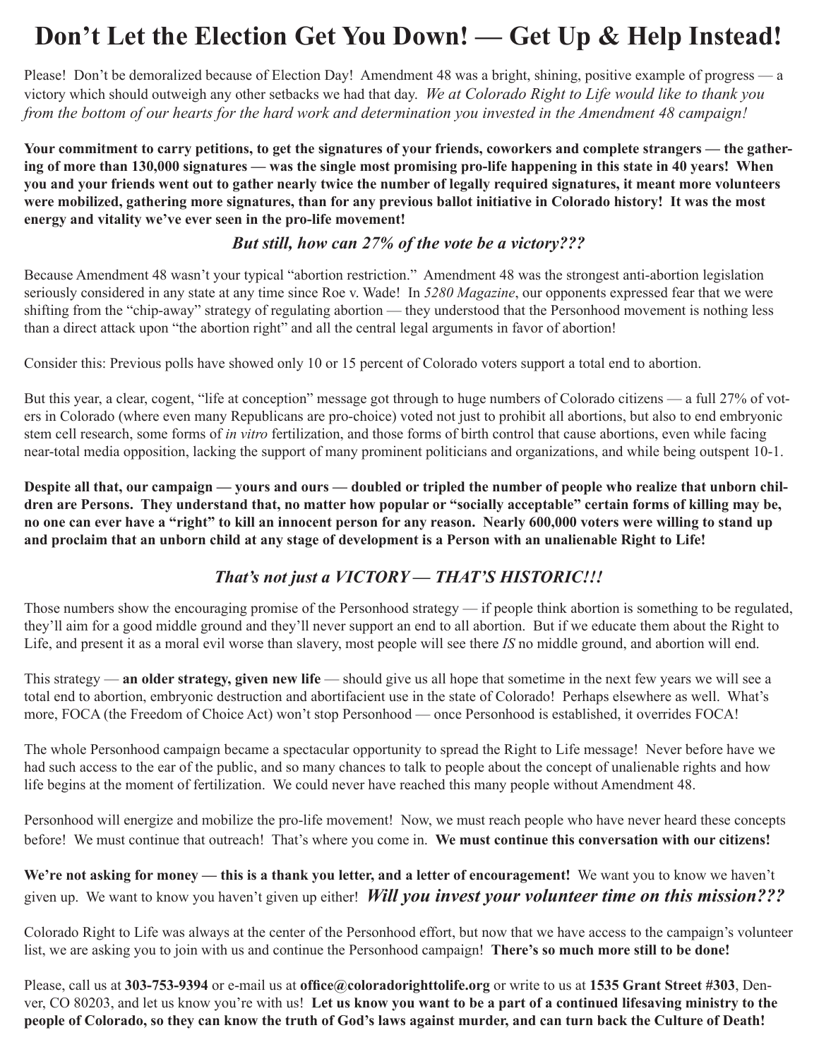# Don't Let the Election Get You Down! — Get Up & Help Instead!

Please! Don't be demoralized because of Election Day! Amendment 48 was a bright, shining, positive example of progress — a victory which should outweigh any other setbacks we had that day. *We at Colorado Right to Life would like to thank you from the bottom of our hearts for the hard work and determination you invested in the Amendment 48 campaign!*

**Your commitment to carry petitions, to get the signatures of your friends, coworkers and complete strangers — the gathering of more than 130,000 signatures — was the single most promising pro-life happening in this state in 40 years! When you and your friends went out to gather nearly twice the number of legally required signatures, it meant more volunteers were mobilized, gathering more signatures, than for any previous ballot initiative in Colorado history! It was the most energy and vitality we've ever seen in the pro-life movement!**

### *But still, how can 27% of the vote be a victory???*

Because Amendment 48 wasn't your typical "abortion restriction." Amendment 48 was the strongest anti-abortion legislation seriously considered in any state at any time since Roe v. Wade! In *5280 Magazine*, our opponents expressed fear that we were shifting from the "chip-away" strategy of regulating abortion — they understood that the Personhood movement is nothing less than a direct attack upon "the abortion right" and all the central legal arguments in favor of abortion!

Consider this: Previous polls have showed only 10 or 15 percent of Colorado voters support a total end to abortion.

But this year, a clear, cogent, "life at conception" message got through to huge numbers of Colorado citizens — a full 27% of voters in Colorado (where even many Republicans are pro-choice) voted not just to prohibit all abortions, but also to end embryonic stem cell research, some forms of *in vitro* fertilization, and those forms of birth control that cause abortions, even while facing near-total media opposition, lacking the support of many prominent politicians and organizations, and while being outspent 10-1.

**Despite all that, our campaign — yours and ours — doubled or tripled the number of people who realize that unborn children are Persons. They understand that, no matter how popular or "socially acceptable" certain forms of killing may be, no one can ever have a "right" to kill an innocent person for any reason. Nearly 600,000 voters were willing to stand up and proclaim that an unborn child at any stage of development is a Person with an unalienable Right to Life!**

### *That's not just a VICTORY — THAT'S HISTORIC!!!*

Those numbers show the encouraging promise of the Personhood strategy — if people think abortion is something to be regulated, they'll aim for a good middle ground and they'll never support an end to all abortion. But if we educate them about the Right to Life, and present it as a moral evil worse than slavery, most people will see there *IS* no middle ground, and abortion will end.

This strategy — **an older strategy, given new life** — should give us all hope that sometime in the next few years we will see a total end to abortion, embryonic destruction and abortifacient use in the state of Colorado! Perhaps elsewhere as well. What's more, FOCA (the Freedom of Choice Act) won't stop Personhood — once Personhood is established, it overrides FOCA!

The whole Personhood campaign became a spectacular opportunity to spread the Right to Life message! Never before have we had such access to the ear of the public, and so many chances to talk to people about the concept of unalienable rights and how life begins at the moment of fertilization. We could never have reached this many people without Amendment 48.

Personhood will energize and mobilize the pro-life movement! Now, we must reach people who have never heard these concepts before! We must continue that outreach! That's where you come in. **We must continue this conversation with our citizens!**

**We're not asking for money — this is a thank you letter, and a letter of encouragement!** We want you to know we haven't given up. We want to know you haven't given up either! ***Will you invest your volunteer time on this mission???***

Colorado Right to Life was always at the center of the Personhood effort, but now that we have access to the campaign's volunteer list, we are asking you to join with us and continue the Personhood campaign! **There's so much more still to be done!**

Please, call us at **303-753-9394** or e-mail us at **office@coloradorighttolife.org** or write to us at **1535 Grant Street #303**, Denver, CO 80203, and let us know you're with us! **Let us know you want to be a part of a continued lifesaving ministry to the people of Colorado, so they can know the truth of God's laws against murder, and can turn back the Culture of Death!**